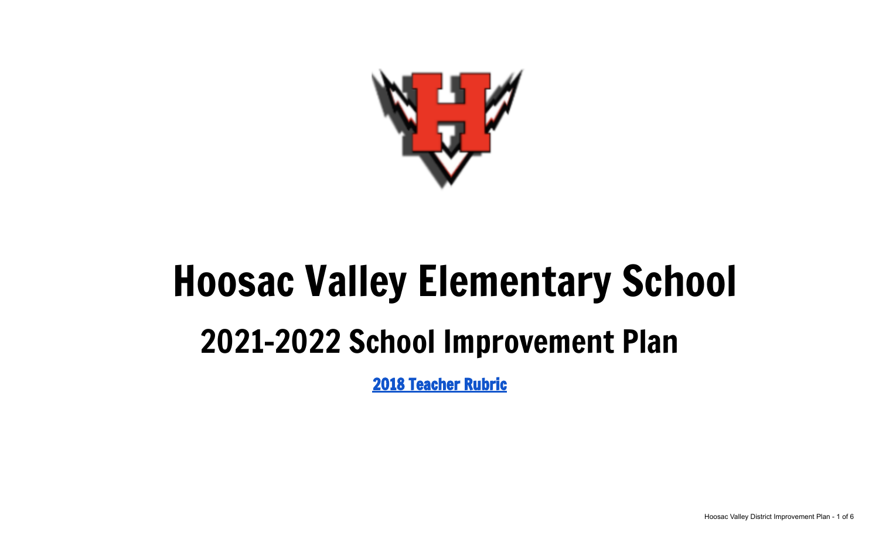# Hoosac Valley Elementary School

## 2021-2022 School Improvement Plan

**2018 Teacher Rubric**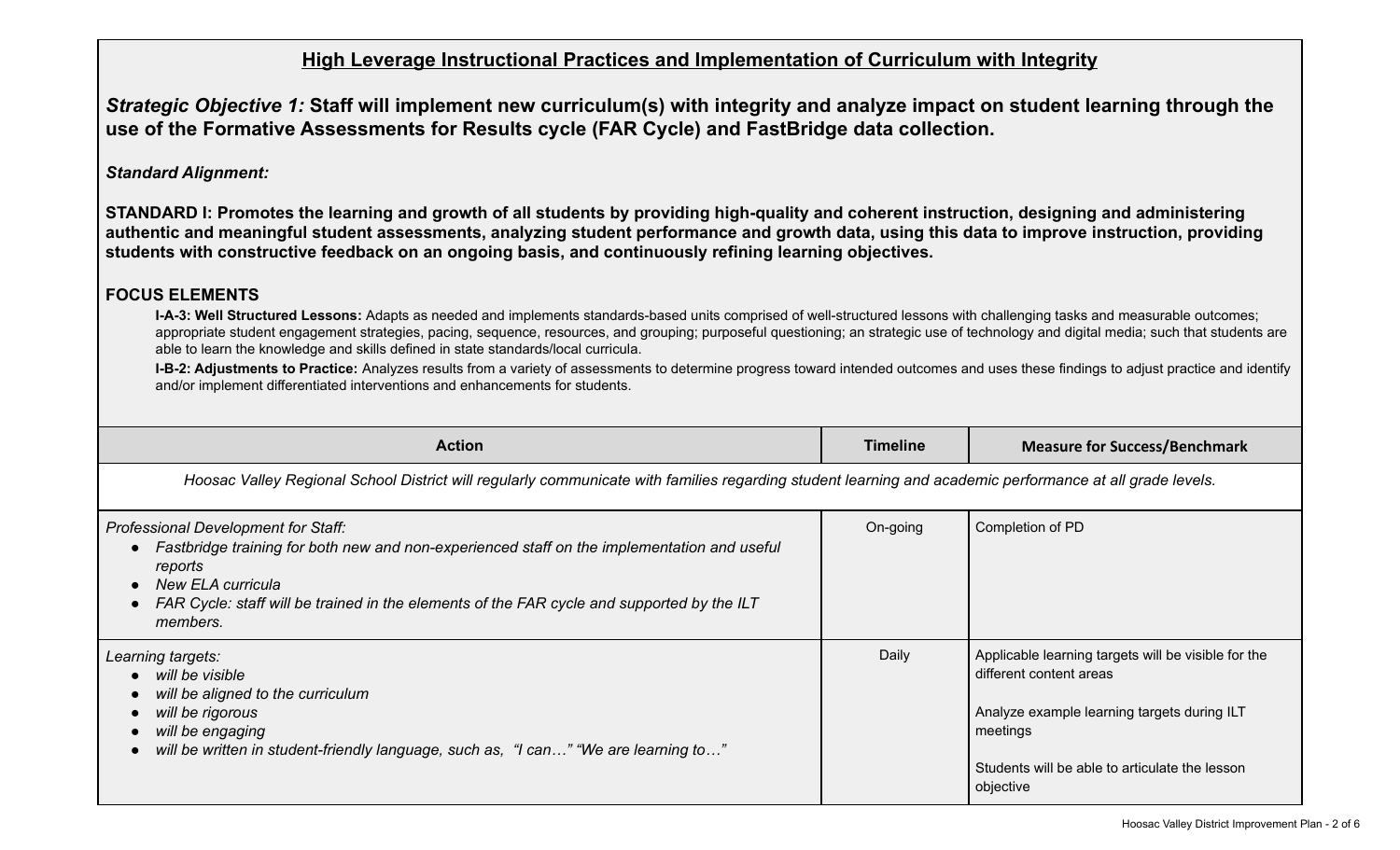## High Leverage Instructional Practices and Implementation of Curriculum with Integrity

***Strategic Objective 1:*** **Staff will implement new curriculum(s) with integrity and analyze impact on student learning through the use of the Formative Assessments for Results cycle (FAR Cycle) and FastBridge data collection.**

***Standard Alignment:***

**STANDARD I: Promotes the learning and growth of all students by providing high-quality and coherent instruction, designing and administering authentic and meaningful student assessments, analyzing student performance and growth data, using this data to improve instruction, providing students with constructive feedback on an ongoing basis, and continuously refining learning objectives.**

**FOCUS ELEMENTS**

**I-A-3: Well Structured Lessons:** Adapts as needed and implements standards-based units comprised of well-structured lessons with challenging tasks and measurable outcomes; appropriate student engagement strategies, pacing, sequence, resources, and grouping; purposeful questioning; an strategic use of technology and digital media; such that students are able to learn the knowledge and skills defined in state standards/local curricula.

**I-B-2: Adjustments to Practice:** Analyzes results from a variety of assessments to determine progress toward intended outcomes and uses these findings to adjust practice and identify and/or implement differentiated interventions and enhancements for students.

| Action | Timeline | Measure for Success/Benchmark |
|---|---|---|
| *Hoosac Valley Regional School District will regularly communicate with families regarding student learning and academic performance at all grade levels.* | | |
| *Professional Development for Staff:*<br>• *Fastbridge training for both new and non-experienced staff on the implementation and useful reports*<br>• *New ELA curricula*<br>• *FAR Cycle: staff will be trained in the elements of the FAR cycle and supported by the ILT members.* | On-going | Completion of PD |
| *Learning targets:*<br>• *will be visible*<br>• *will be aligned to the curriculum*<br>• *will be rigorous*<br>• *will be engaging*<br>• *will be written in student-friendly language, such as, "I can…" "We are learning to…"* | Daily | Applicable learning targets will be visible for the different content areas<br><br>Analyze example learning targets during ILT meetings<br><br>Students will be able to articulate the lesson objective |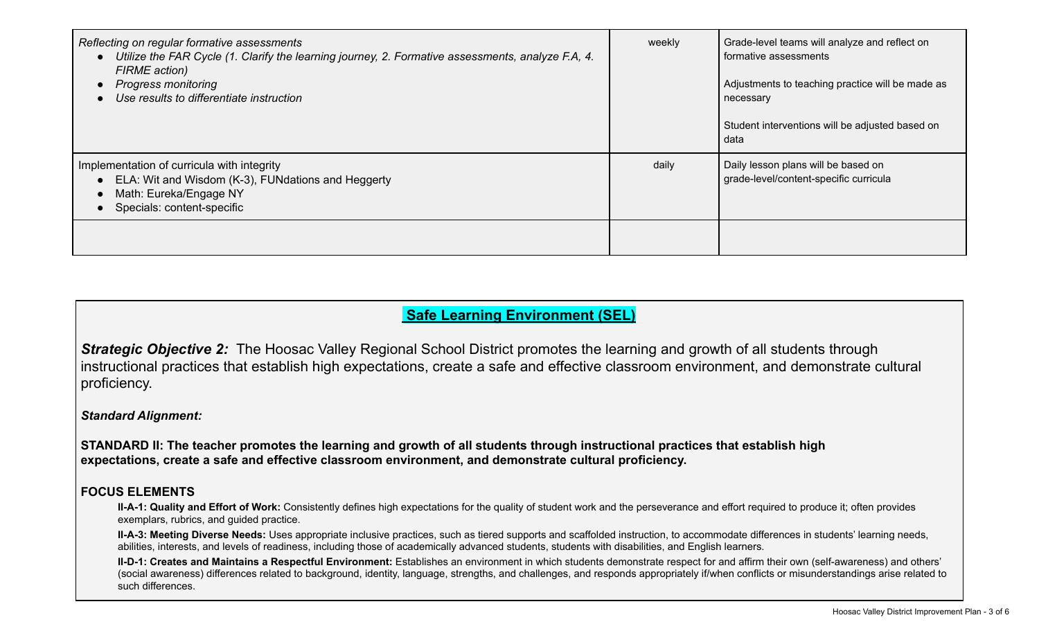| | | |
|---|---|---|
| *Reflecting on regular formative assessments*<br>● *Utilize the FAR Cycle (1. Clarify the learning journey, 2. Formative assessments, analyze F.A, 4. FIRME action)*<br>● *Progress monitoring*<br>● *Use results to differentiate instruction* | weekly | Grade-level teams will analyze and reflect on formative assessments<br><br>Adjustments to teaching practice will be made as necessary<br><br>Student interventions will be adjusted based on data |
| Implementation of curricula with integrity<br>● ELA: Wit and Wisdom (K-3), FUNdations and Heggerty<br>● Math: Eureka/Engage NY<br>● Specials: content-specific | daily | Daily lesson plans will be based on grade-level/content-specific curricula |
| | | |

## **Safe Learning Environment (SEL)**

***Strategic Objective 2:*** The Hoosac Valley Regional School District promotes the learning and growth of all students through instructional practices that establish high expectations, create a safe and effective classroom environment, and demonstrate cultural proficiency.

***Standard Alignment:***

**STANDARD II: The teacher promotes the learning and growth of all students through instructional practices that establish high expectations, create a safe and effective classroom environment, and demonstrate cultural proficiency.**

**FOCUS ELEMENTS**

**II-A-1: Quality and Effort of Work:** Consistently defines high expectations for the quality of student work and the perseverance and effort required to produce it; often provides exemplars, rubrics, and guided practice.

**II-A-3: Meeting Diverse Needs:** Uses appropriate inclusive practices, such as tiered supports and scaffolded instruction, to accommodate differences in students' learning needs, abilities, interests, and levels of readiness, including those of academically advanced students, students with disabilities, and English learners.

**II-D-1: Creates and Maintains a Respectful Environment:** Establishes an environment in which students demonstrate respect for and affirm their own (self-awareness) and others' (social awareness) differences related to background, identity, language, strengths, and challenges, and responds appropriately if/when conflicts or misunderstandings arise related to such differences.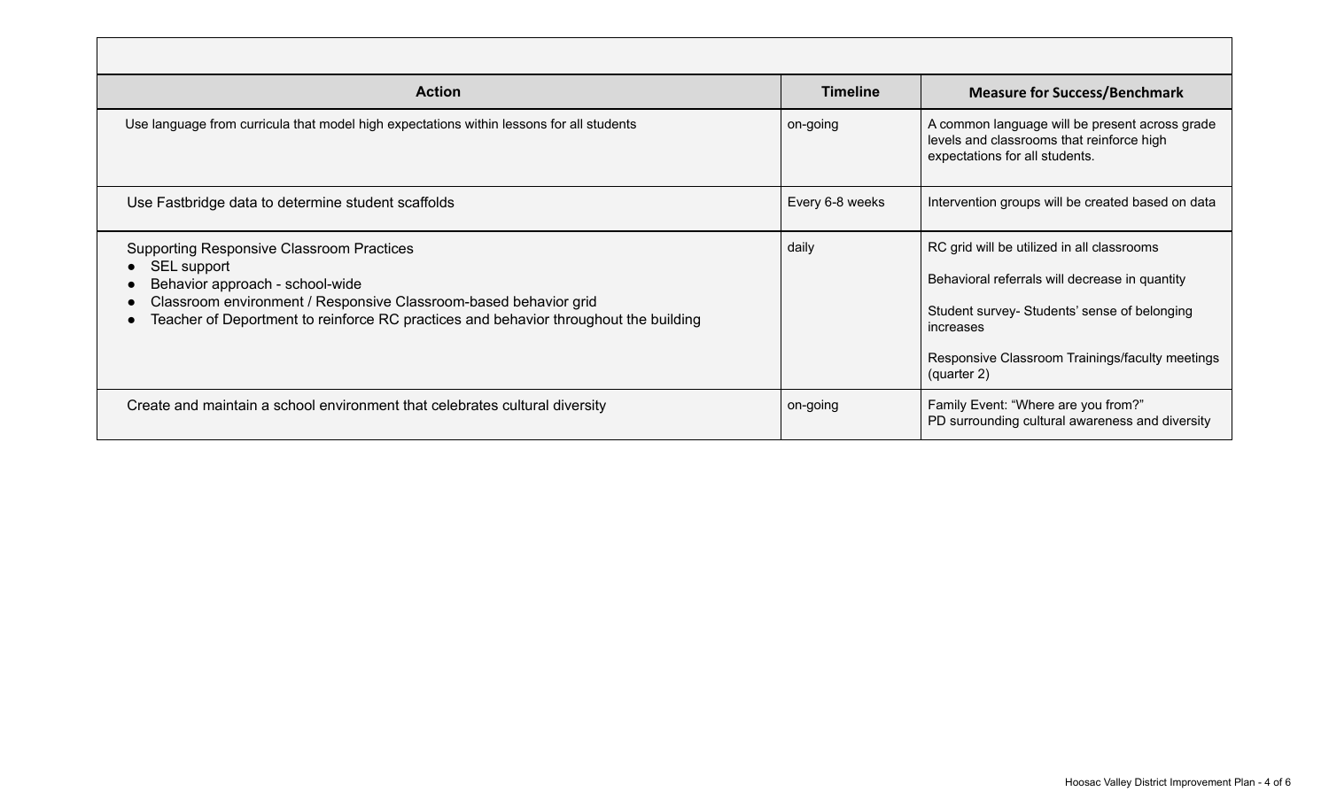| Action | Timeline | Measure for Success/Benchmark |
|---|---|---|
| Use language from curricula that model high expectations within lessons for all students | on-going | A common language will be present across grade levels and classrooms that reinforce high expectations for all students. |
| Use Fastbridge data to determine student scaffolds | Every 6-8 weeks | Intervention groups will be created based on data |
| Supporting Responsive Classroom Practices<br>• SEL support<br>• Behavior approach - school-wide<br>• Classroom environment / Responsive Classroom-based behavior grid<br>• Teacher of Deportment to reinforce RC practices and behavior throughout the building | daily | RC grid will be utilized in all classrooms<br><br>Behavioral referrals will decrease in quantity<br><br>Student survey- Students' sense of belonging increases<br><br>Responsive Classroom Trainings/faculty meetings (quarter 2) |
| Create and maintain a school environment that celebrates cultural diversity | on-going | Family Event: "Where are you from?"<br>PD surrounding cultural awareness and diversity |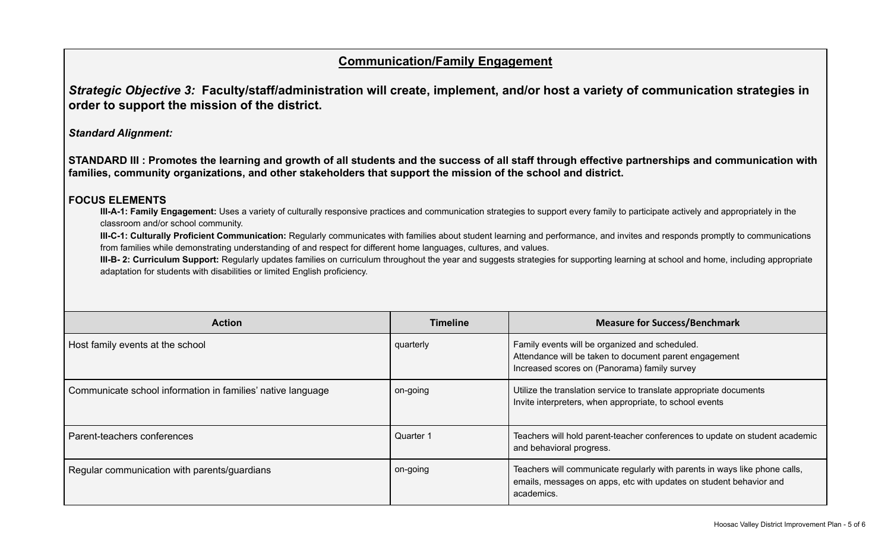## Communication/Family Engagement

***Strategic Objective 3:* Faculty/staff/administration will create, implement, and/or host a variety of communication strategies in order to support the mission of the district.**

***Standard Alignment:***

**STANDARD III : Promotes the learning and growth of all students and the success of all staff through effective partnerships and communication with families, community organizations, and other stakeholders that support the mission of the school and district.**

**FOCUS ELEMENTS**

- **III-A-1: Family Engagement:** Uses a variety of culturally responsive practices and communication strategies to support every family to participate actively and appropriately in the classroom and/or school community.
- **III-C-1: Culturally Proficient Communication:** Regularly communicates with families about student learning and performance, and invites and responds promptly to communications from families while demonstrating understanding of and respect for different home languages, cultures, and values.
- **III-B- 2: Curriculum Support:** Regularly updates families on curriculum throughout the year and suggests strategies for supporting learning at school and home, including appropriate adaptation for students with disabilities or limited English proficiency.

| Action | Timeline | Measure for Success/Benchmark |
| --- | --- | --- |
| Host family events at the school | quarterly | Family events will be organized and scheduled.<br>Attendance will be taken to document parent engagement<br>Increased scores on (Panorama) family survey |
| Communicate school information in families' native language | on-going | Utilize the translation service to translate appropriate documents<br>Invite interpreters, when appropriate, to school events |
| Parent-teachers conferences | Quarter 1 | Teachers will hold parent-teacher conferences to update on student academic and behavioral progress. |
| Regular communication with parents/guardians | on-going | Teachers will communicate regularly with parents in ways like phone calls, emails, messages on apps, etc with updates on student behavior and academics. |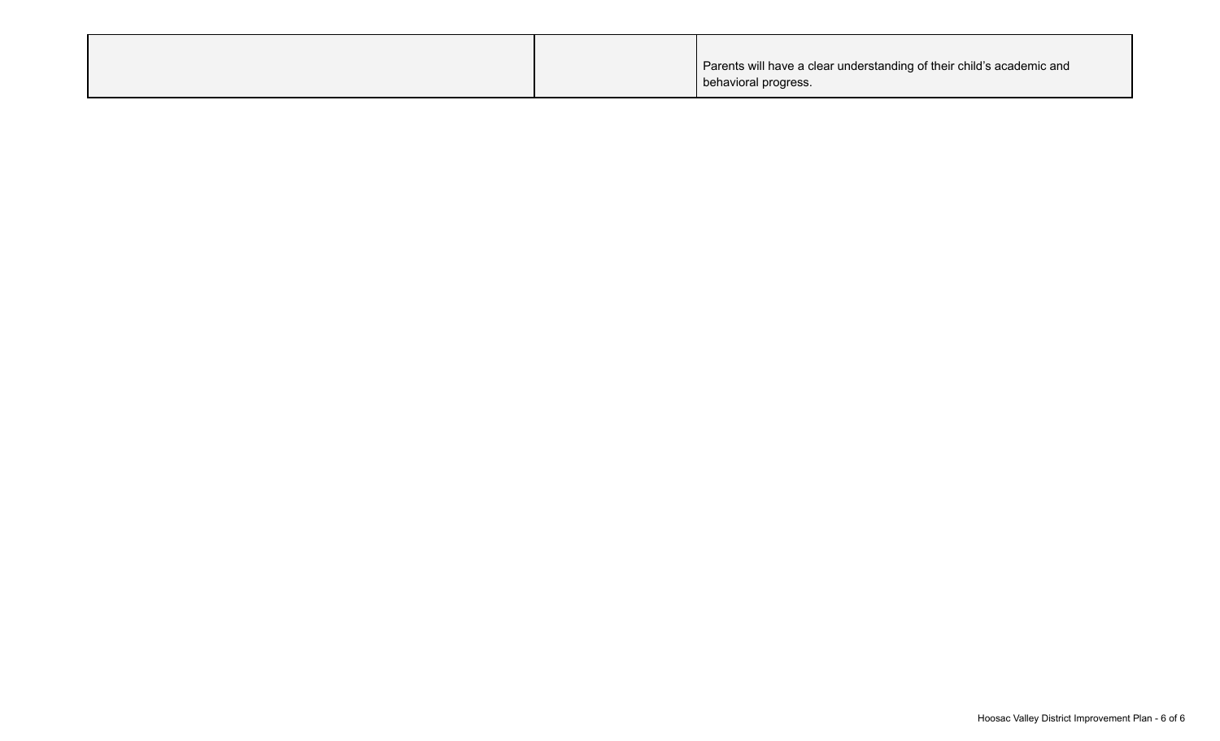| | | |
|---|---|---|
| | | Parents will have a clear understanding of their child's academic and behavioral progress. |